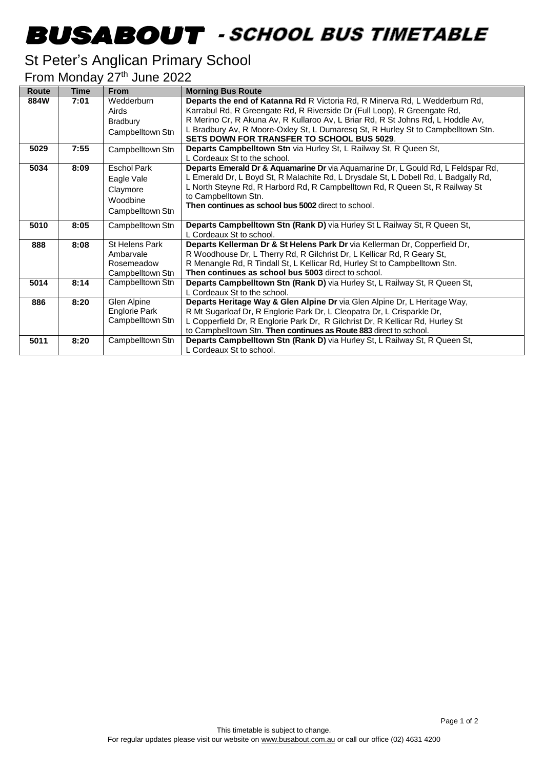# BUSABOUT - SCHOOL BUS TIMETABLE

## St Peter's Anglican Primary School

From Monday 27th June 2022

| Route | Time | From | Morning Bus Route |
|---|---|---|---|
| 884W | 7:01 | Wedderburn<br>Airds<br>Bradbury<br>Campbelltown Stn | **Departs the end of Katanna Rd** R Victoria Rd, R Minerva Rd, L Wedderburn Rd, Karrabul Rd, R Greengate Rd, R Riverside Dr (Full Loop), R Greengate Rd, R Merino Cr, R Akuna Av, R Kullaroo Av, L Briar Rd, R St Johns Rd, L Hoddle Av, L Bradbury Av, R Moore-Oxley St, L Dumaresq St, R Hurley St to Campbelltown Stn. **SETS DOWN FOR TRANSFER TO SCHOOL BUS 5029**. |
| 5029 | 7:55 | Campbelltown Stn | **Departs Campbelltown Stn** via Hurley St, L Railway St, R Queen St, L Cordeaux St to the school. |
| 5034 | 8:09 | Eschol Park<br>Eagle Vale<br>Claymore<br>Woodbine<br>Campbelltown Stn | **Departs Emerald Dr & Aquamarine Dr** via Aquamarine Dr, L Gould Rd, L Feldspar Rd, L Emerald Dr, L Boyd St, R Malachite Rd, L Drysdale St, L Dobell Rd, L Badgally Rd, L North Steyne Rd, R Harbord Rd, R Campbelltown Rd, R Queen St, R Railway St to Campbelltown Stn. **Then continues as school bus 5002** direct to school. |
| 5010 | 8:05 | Campbelltown Stn | **Departs Campbelltown Stn (Rank D)** via Hurley St L Railway St, R Queen St, L Cordeaux St to school. |
| 888 | 8:08 | St Helens Park<br>Ambarvale<br>Rosemeadow<br>Campbelltown Stn | **Departs Kellerman Dr & St Helens Park Dr** via Kellerman Dr, Copperfield Dr, R Woodhouse Dr, L Therry Rd, R Gilchrist Dr, L Kellicar Rd, R Geary St, R Menangle Rd, R Tindall St, L Kellicar Rd, Hurley St to Campbelltown Stn. **Then continues as school bus 5003** direct to school. |
| 5014 | 8:14 | Campbelltown Stn | **Departs Campbelltown Stn (Rank D)** via Hurley St, L Railway St, R Queen St, L Cordeaux St to the school. |
| 886 | 8:20 | Glen Alpine<br>Englorie Park<br>Campbelltown Stn | **Departs Heritage Way & Glen Alpine Dr** via Glen Alpine Dr, L Heritage Way, R Mt Sugarloaf Dr, R Englorie Park Dr, L Cleopatra Dr, L Crisparkle Dr, L Copperfield Dr, R Englorie Park Dr, R Gilchrist Dr, R Kellicar Rd, Hurley St to Campbelltown Stn. **Then continues as Route 883** direct to school. |
| 5011 | 8:20 | Campbelltown Stn | **Departs Campbelltown Stn (Rank D)** via Hurley St, L Railway St, R Queen St, L Cordeaux St to school. |

This timetable is subject to change.
For regular updates please visit our website on www.busabout.com.au or call our office (02) 4631 4200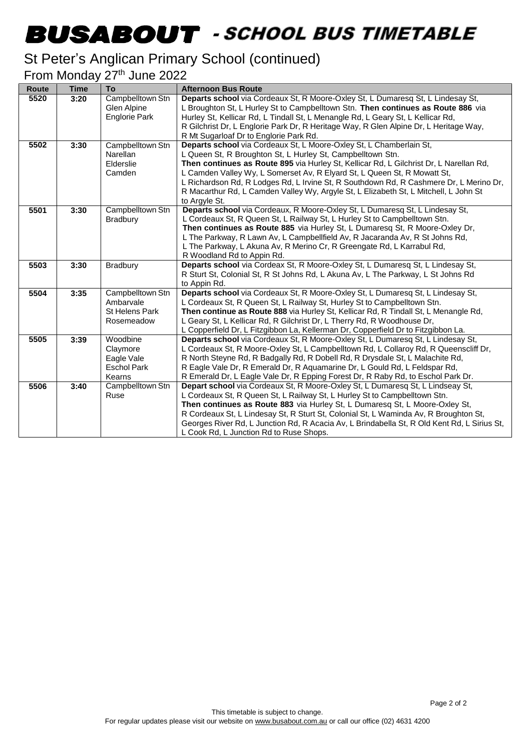# BUSABOUT - SCHOOL BUS TIMETABLE

## St Peter's Anglican Primary School (continued)

### From Monday 27th June 2022

| Route | Time | To | Afternoon Bus Route |
|---|---|---|---|
| 5520 | 3:20 | Campbelltown Stn<br>Glen Alpine<br>Englorie Park | **Departs school** via Cordeaux St, R Moore-Oxley St, L Dumaresq St, L Lindesay St, L Broughton St, L Hurley St to Campbelltown Stn. **Then continues as Route 886** via Hurley St, Kellicar Rd, L Tindall St, L Menangle Rd, L Geary St, L Kellicar Rd, R Gilchrist Dr, L Englorie Park Dr, R Heritage Way, R Glen Alpine Dr, L Heritage Way, R Mt Sugarloaf Dr to Englorie Park Rd. |
| 5502 | 3:30 | Campbelltown Stn<br>Narellan<br>Elderslie<br>Camden | **Departs school** via Cordeaux St, L Moore-Oxley St, L Chamberlain St, L Queen St, R Broughton St, L Hurley St, Campbelltown Stn. **Then continues as Route 895** via Hurley St, Kellicar Rd, L Gilchrist Dr, L Narellan Rd, L Camden Valley Wy, L Somerset Av, R Elyard St, L Queen St, R Mowatt St, L Richardson Rd, R Lodges Rd, L Irvine St, R Southdown Rd, R Cashmere Dr, L Merino Dr, R Macarthur Rd, L Camden Valley Wy, Argyle St, L Elizabeth St, L Mitchell, L John St to Argyle St. |
| 5501 | 3:30 | Campbelltown Stn<br>Bradbury | **Departs school** via Cordeaux, R Moore-Oxley St, L Dumaresq St, L Lindesay St, L Cordeaux St, R Queen St, L Railway St, L Hurley St to Campbelltown Stn. **Then continues as Route 885** via Hurley St, L Dumaresq St, R Moore-Oxley Dr, L The Parkway, R Lawn Av, L Campbellfield Av, R Jacaranda Av, R St Johns Rd, L The Parkway, L Akuna Av, R Merino Cr, R Greengate Rd, L Karrabul Rd, R Woodland Rd to Appin Rd. |
| 5503 | 3:30 | Bradbury | **Departs school** via Cordeax St, R Moore-Oxley St, L Dumaresq St, L Lindesay St, R Sturt St, Colonial St, R St Johns Rd, L Akuna Av, L The Parkway, L St Johns Rd to Appin Rd. |
| 5504 | 3:35 | Campbelltown Stn<br>Ambarvale<br>St Helens Park<br>Rosemeadow | **Departs school** via Cordeaux St, R Moore-Oxley St, L Dumaresq St, L Lindesay St, L Cordeaux St, R Queen St, L Railway St, Hurley St to Campbelltown Stn. **Then continue as Route 888** via Hurley St, Kellicar Rd, R Tindall St, L Menangle Rd, L Geary St, L Kellicar Rd, R Gilchrist Dr, L Therry Rd, R Woodhouse Dr, L Copperfield Dr, L Fitzgibbon La, Kellerman Dr, Copperfield Dr to Fitzgibbon La. |
| 5505 | 3:39 | Woodbine<br>Claymore<br>Eagle Vale<br>Eschol Park<br>Kearns | **Departs school** via Cordeaux St, R Moore-Oxley St, L Dumaresq St, L Lindesay St, L Cordeaux St, R Moore-Oxley St, L Campbelltown Rd, L Collaroy Rd, R Queenscliff Dr, R North Steyne Rd, R Badgally Rd, R Dobell Rd, R Drysdale St, L Malachite Rd, R Eagle Vale Dr, R Emerald Dr, R Aquamarine Dr, L Gould Rd, L Feldspar Rd, R Emerald Dr, L Eagle Vale Dr, R Epping Forest Dr, R Raby Rd, to Eschol Park Dr. |
| 5506 | 3:40 | Campbelltown Stn<br>Ruse | **Depart school** via Cordeaux St, R Moore-Oxley St, L Dumaresq St, L Lindseay St, L Cordeaux St, R Queen St, L Railway St, L Hurley St to Campbelltown Stn. **Then continues as Route 883** via Hurley St, L Dumaresq St, L Moore-Oxley St, R Cordeaux St, L Lindesay St, R Sturt St, Colonial St, L Waminda Av, R Broughton St, Georges River Rd, L Junction Rd, R Acacia Av, L Brindabella St, R Old Kent Rd, L Sirius St, L Cook Rd, L Junction Rd to Ruse Shops. |

This timetable is subject to change.
For regular updates please visit our website on www.busabout.com.au or call our office (02) 4631 4200